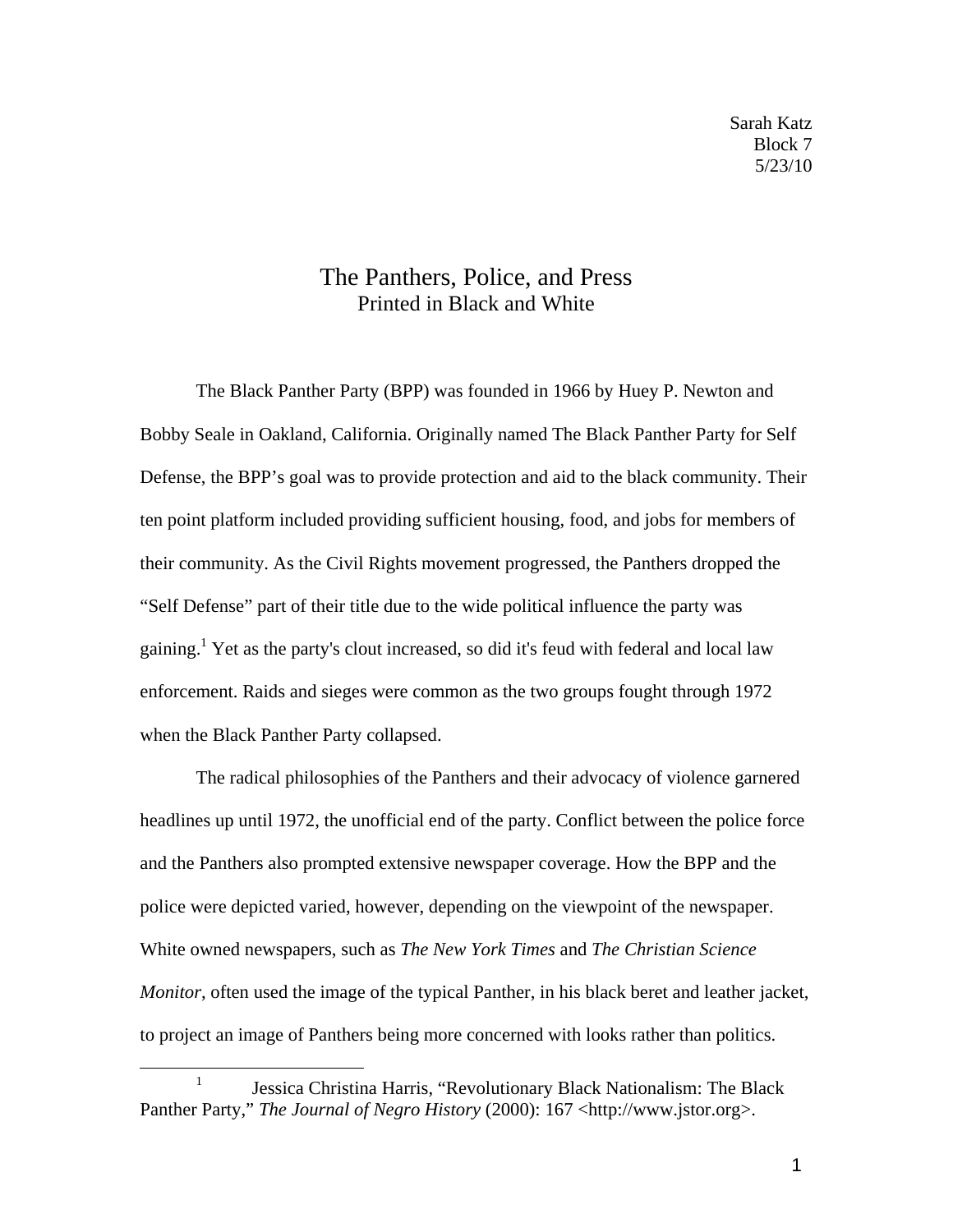Sarah Katz
Block 7
5/23/10

# The Panthers, Police, and Press
## Printed in Black and White

The Black Panther Party (BPP) was founded in 1966 by Huey P. Newton and Bobby Seale in Oakland, California. Originally named The Black Panther Party for Self Defense, the BPP's goal was to provide protection and aid to the black community. Their ten point platform included providing sufficient housing, food, and jobs for members of their community. As the Civil Rights movement progressed, the Panthers dropped the "Self Defense" part of their title due to the wide political influence the party was gaining.[1] Yet as the party's clout increased, so did it's feud with federal and local law enforcement. Raids and sieges were common as the two groups fought through 1972 when the Black Panther Party collapsed.

The radical philosophies of the Panthers and their advocacy of violence garnered headlines up until 1972, the unofficial end of the party. Conflict between the police force and the Panthers also prompted extensive newspaper coverage. How the BPP and the police were depicted varied, however, depending on the viewpoint of the newspaper. White owned newspapers, such as *The New York Times* and *The Christian Science Monitor*, often used the image of the typical Panther, in his black beret and leather jacket, to project an image of Panthers being more concerned with looks rather than politics.

---

[1] Jessica Christina Harris, "Revolutionary Black Nationalism: The Black Panther Party," *The Journal of Negro History* (2000): 167 <http://www.jstor.org>.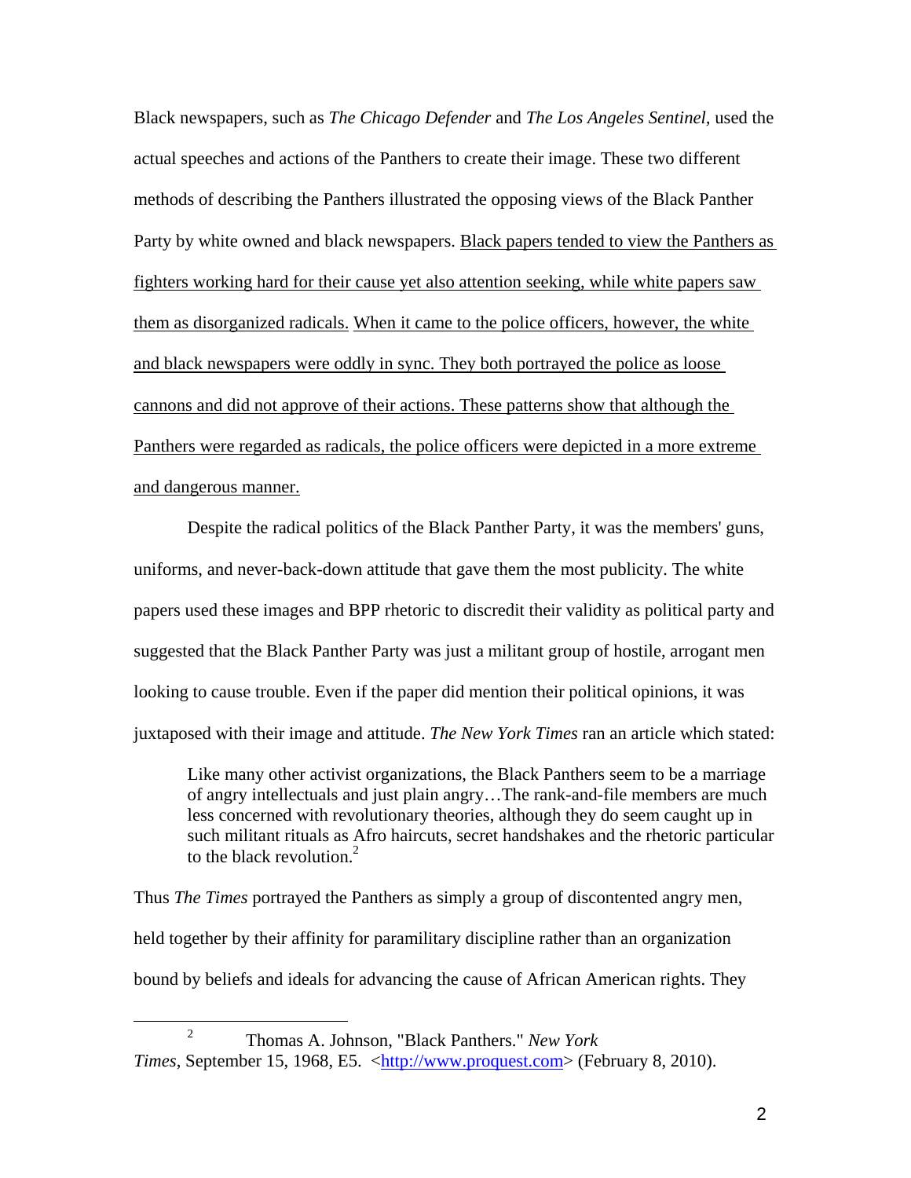Black newspapers, such as *The Chicago Defender* and *The Los Angeles Sentinel*, used the actual speeches and actions of the Panthers to create their image. These two different methods of describing the Panthers illustrated the opposing views of the Black Panther Party by white owned and black newspapers. Black papers tended to view the Panthers as fighters working hard for their cause yet also attention seeking, while white papers saw them as disorganized radicals. When it came to the police officers, however, the white and black newspapers were oddly in sync. They both portrayed the police as loose cannons and did not approve of their actions. These patterns show that although the Panthers were regarded as radicals, the police officers were depicted in a more extreme and dangerous manner.

Despite the radical politics of the Black Panther Party, it was the members' guns, uniforms, and never-back-down attitude that gave them the most publicity. The white papers used these images and BPP rhetoric to discredit their validity as political party and suggested that the Black Panther Party was just a militant group of hostile, arrogant men looking to cause trouble. Even if the paper did mention their political opinions, it was juxtaposed with their image and attitude. *The New York Times* ran an article which stated:

> Like many other activist organizations, the Black Panthers seem to be a marriage of angry intellectuals and just plain angry…The rank-and-file members are much less concerned with revolutionary theories, although they do seem caught up in such militant rituals as Afro haircuts, secret handshakes and the rhetoric particular to the black revolution.[2]

Thus *The Times* portrayed the Panthers as simply a group of discontented angry men, held together by their affinity for paramilitary discipline rather than an organization bound by beliefs and ideals for advancing the cause of African American rights. They

[2] Thomas A. Johnson, "Black Panthers." *New York Times*, September 15, 1968, E5. <http://www.proquest.com> (February 8, 2010).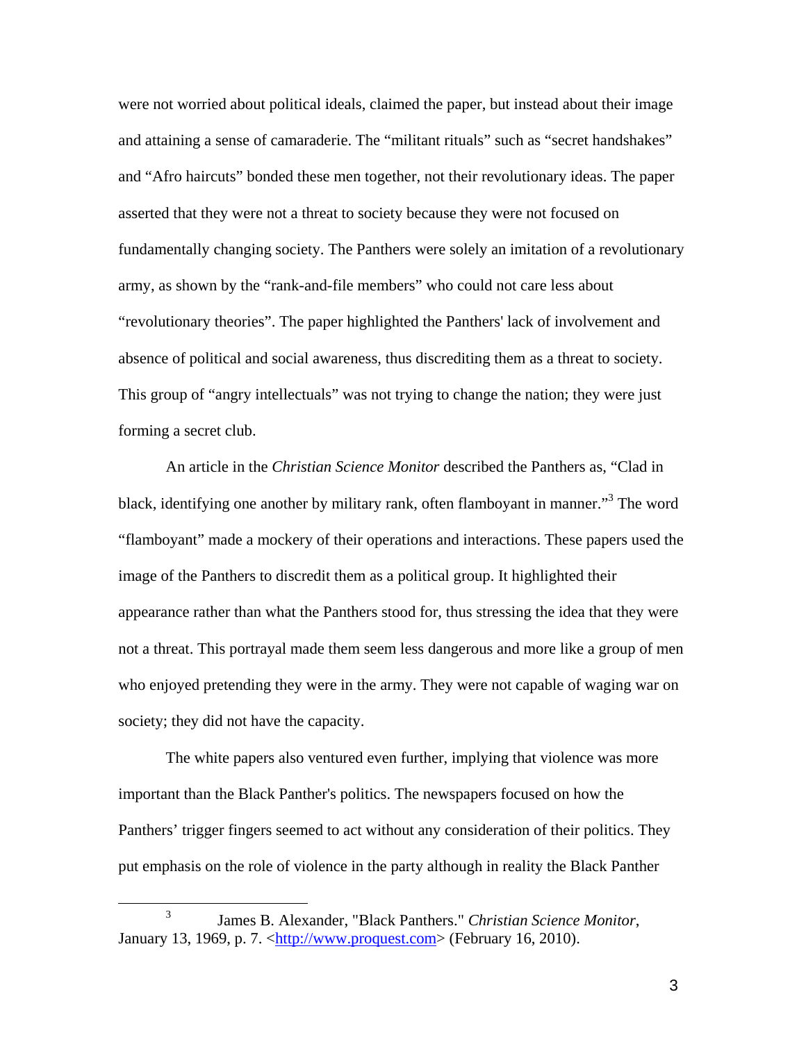were not worried about political ideals, claimed the paper, but instead about their image and attaining a sense of camaraderie. The “militant rituals” such as “secret handshakes” and “Afro haircuts” bonded these men together, not their revolutionary ideas. The paper asserted that they were not a threat to society because they were not focused on fundamentally changing society. The Panthers were solely an imitation of a revolutionary army, as shown by the “rank-and-file members” who could not care less about “revolutionary theories”. The paper highlighted the Panthers' lack of involvement and absence of political and social awareness, thus discrediting them as a threat to society. This group of “angry intellectuals” was not trying to change the nation; they were just forming a secret club.

An article in the *Christian Science Monitor* described the Panthers as, “Clad in black, identifying one another by military rank, often flamboyant in manner.”[3] The word “flamboyant” made a mockery of their operations and interactions. These papers used the image of the Panthers to discredit them as a political group. It highlighted their appearance rather than what the Panthers stood for, thus stressing the idea that they were not a threat. This portrayal made them seem less dangerous and more like a group of men who enjoyed pretending they were in the army. They were not capable of waging war on society; they did not have the capacity.

The white papers also ventured even further, implying that violence was more important than the Black Panther's politics. The newspapers focused on how the Panthers’ trigger fingers seemed to act without any consideration of their politics. They put emphasis on the role of violence in the party although in reality the Black Panther

---

[3] James B. Alexander, "Black Panthers." *Christian Science Monitor*, January 13, 1969, p. 7. <http://www.proquest.com> (February 16, 2010).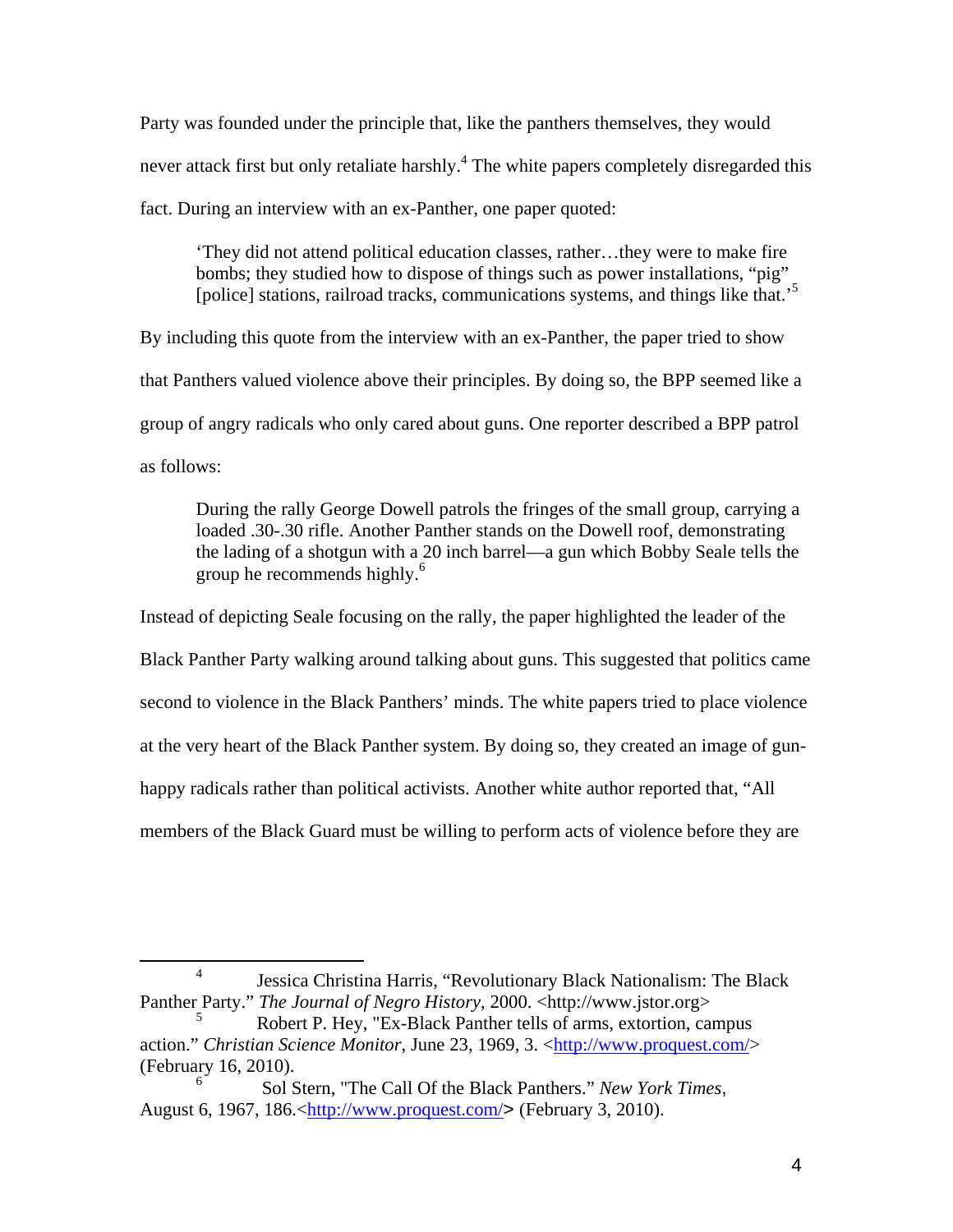Party was founded under the principle that, like the panthers themselves, they would never attack first but only retaliate harshly.[4] The white papers completely disregarded this fact. During an interview with an ex-Panther, one paper quoted:

> 'They did not attend political education classes, rather…they were to make fire bombs; they studied how to dispose of things such as power installations, "pig" [police] stations, railroad tracks, communications systems, and things like that.'[5]

By including this quote from the interview with an ex-Panther, the paper tried to show that Panthers valued violence above their principles. By doing so, the BPP seemed like a group of angry radicals who only cared about guns. One reporter described a BPP patrol as follows:

> During the rally George Dowell patrols the fringes of the small group, carrying a loaded .30-.30 rifle. Another Panther stands on the Dowell roof, demonstrating the lading of a shotgun with a 20 inch barrel—a gun which Bobby Seale tells the group he recommends highly.[6]

Instead of depicting Seale focusing on the rally, the paper highlighted the leader of the Black Panther Party walking around talking about guns. This suggested that politics came second to violence in the Black Panthers' minds. The white papers tried to place violence at the very heart of the Black Panther system. By doing so, they created an image of gun-happy radicals rather than political activists. Another white author reported that, "All members of the Black Guard must be willing to perform acts of violence before they are

---

[4] Jessica Christina Harris, "Revolutionary Black Nationalism: The Black Panther Party." *The Journal of Negro History*, 2000. <http://www.jstor.org>

[5] Robert P. Hey, "Ex-Black Panther tells of arms, extortion, campus action." *Christian Science Monitor*, June 23, 1969, 3. <http://www.proquest.com/> (February 16, 2010).

[6] Sol Stern, "The Call Of the Black Panthers." *New York Times*, August 6, 1967, 186.<http://www.proquest.com/> (February 3, 2010).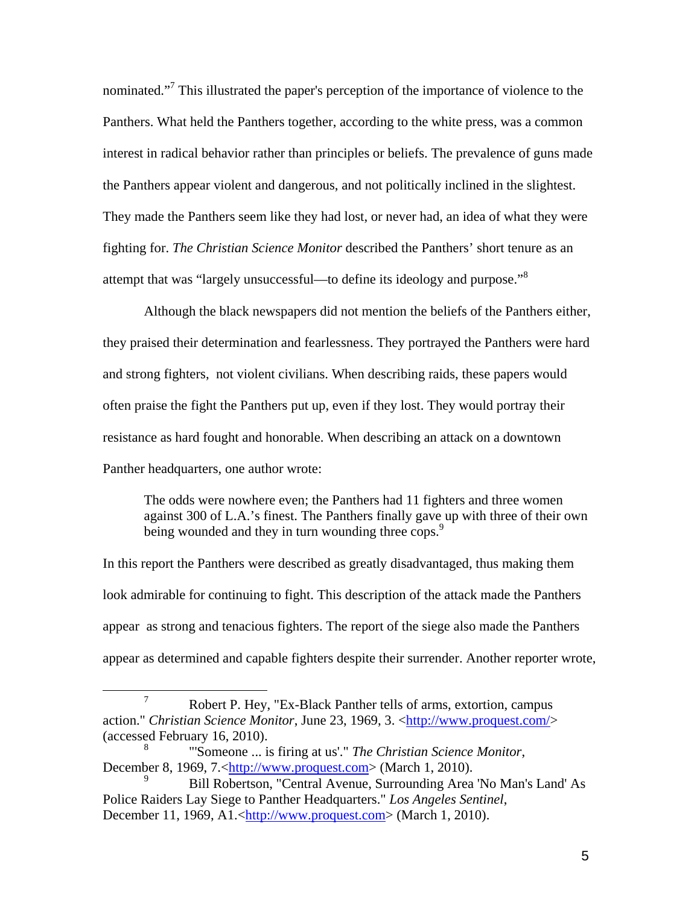nominated."[7] This illustrated the paper's perception of the importance of violence to the Panthers. What held the Panthers together, according to the white press, was a common interest in radical behavior rather than principles or beliefs. The prevalence of guns made the Panthers appear violent and dangerous, and not politically inclined in the slightest. They made the Panthers seem like they had lost, or never had, an idea of what they were fighting for. *The Christian Science Monitor* described the Panthers' short tenure as an attempt that was "largely unsuccessful—to define its ideology and purpose."[8]

Although the black newspapers did not mention the beliefs of the Panthers either, they praised their determination and fearlessness. They portrayed the Panthers were hard and strong fighters, not violent civilians. When describing raids, these papers would often praise the fight the Panthers put up, even if they lost. They would portray their resistance as hard fought and honorable. When describing an attack on a downtown Panther headquarters, one author wrote:

> The odds were nowhere even; the Panthers had 11 fighters and three women against 300 of L.A.'s finest. The Panthers finally gave up with three of their own being wounded and they in turn wounding three cops.[9]

In this report the Panthers were described as greatly disadvantaged, thus making them look admirable for continuing to fight. This description of the attack made the Panthers appear as strong and tenacious fighters. The report of the siege also made the Panthers appear as determined and capable fighters despite their surrender. Another reporter wrote,

---

[7] Robert P. Hey, "Ex-Black Panther tells of arms, extortion, campus action." *Christian Science Monitor*, June 23, 1969, 3. <http://www.proquest.com/> (accessed February 16, 2010).

[8] "'Someone ... is firing at us'." *The Christian Science Monitor*, December 8, 1969, 7.<http://www.proquest.com> (March 1, 2010).

[9] Bill Robertson, "Central Avenue, Surrounding Area 'No Man's Land' As Police Raiders Lay Siege to Panther Headquarters." *Los Angeles Sentinel*, December 11, 1969, A1.<http://www.proquest.com> (March 1, 2010).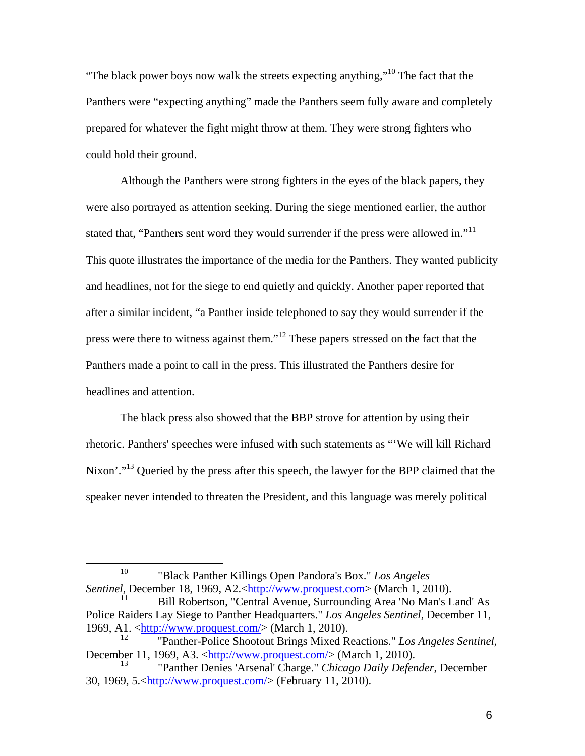"The black power boys now walk the streets expecting anything,"[10] The fact that the Panthers were "expecting anything" made the Panthers seem fully aware and completely prepared for whatever the fight might throw at them. They were strong fighters who could hold their ground.

Although the Panthers were strong fighters in the eyes of the black papers, they were also portrayed as attention seeking. During the siege mentioned earlier, the author stated that, "Panthers sent word they would surrender if the press were allowed in."[11] This quote illustrates the importance of the media for the Panthers. They wanted publicity and headlines, not for the siege to end quietly and quickly. Another paper reported that after a similar incident, "a Panther inside telephoned to say they would surrender if the press were there to witness against them."[12] These papers stressed on the fact that the Panthers made a point to call in the press. This illustrated the Panthers desire for headlines and attention.

The black press also showed that the BBP strove for attention by using their rhetoric. Panthers' speeches were infused with such statements as "'We will kill Richard Nixon'."[13] Queried by the press after this speech, the lawyer for the BPP claimed that the speaker never intended to threaten the President, and this language was merely political

---

[10] "Black Panther Killings Open Pandora's Box." *Los Angeles Sentinel*, December 18, 1969, A2.<http://www.proquest.com> (March 1, 2010).

[11] Bill Robertson, "Central Avenue, Surrounding Area 'No Man's Land' As Police Raiders Lay Siege to Panther Headquarters." *Los Angeles Sentinel*, December 11, 1969, A1. <http://www.proquest.com/> (March 1, 2010).

[12] "Panther-Police Shootout Brings Mixed Reactions." *Los Angeles Sentinel*, December 11, 1969, A3. <http://www.proquest.com/> (March 1, 2010).

[13] "Panther Denies 'Arsenal' Charge." *Chicago Daily Defender*, December 30, 1969, 5.<http://www.proquest.com/> (February 11, 2010).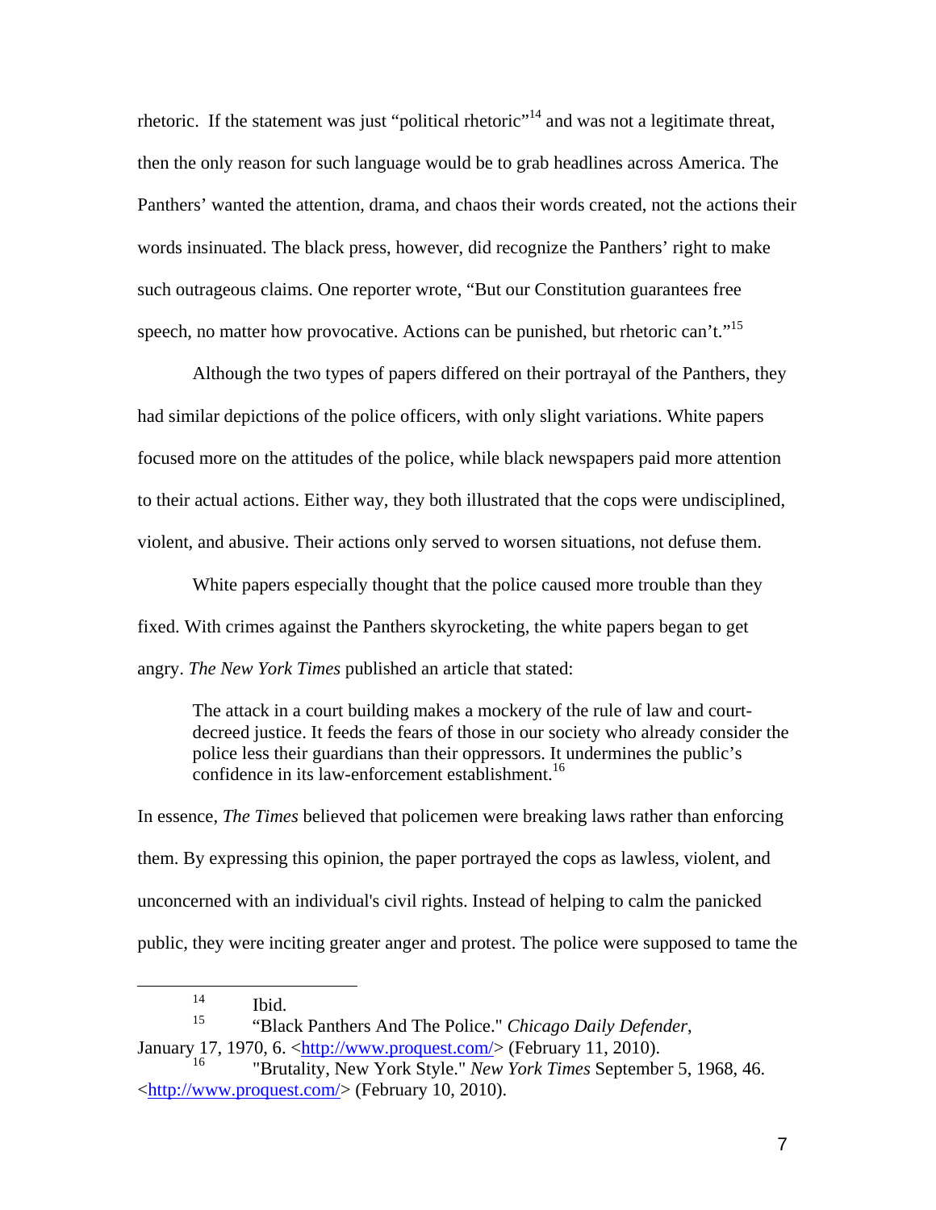rhetoric. If the statement was just "political rhetoric"[14] and was not a legitimate threat, then the only reason for such language would be to grab headlines across America. The Panthers' wanted the attention, drama, and chaos their words created, not the actions their words insinuated. The black press, however, did recognize the Panthers' right to make such outrageous claims. One reporter wrote, "But our Constitution guarantees free speech, no matter how provocative. Actions can be punished, but rhetoric can't."[15]

Although the two types of papers differed on their portrayal of the Panthers, they had similar depictions of the police officers, with only slight variations. White papers focused more on the attitudes of the police, while black newspapers paid more attention to their actual actions. Either way, they both illustrated that the cops were undisciplined, violent, and abusive. Their actions only served to worsen situations, not defuse them.

White papers especially thought that the police caused more trouble than they fixed. With crimes against the Panthers skyrocketing, the white papers began to get angry. *The New York Times* published an article that stated:

> The attack in a court building makes a mockery of the rule of law and court-decreed justice. It feeds the fears of those in our society who already consider the police less their guardians than their oppressors. It undermines the public's confidence in its law-enforcement establishment.[16]

In essence, *The Times* believed that policemen were breaking laws rather than enforcing them. By expressing this opinion, the paper portrayed the cops as lawless, violent, and unconcerned with an individual's civil rights. Instead of helping to calm the panicked public, they were inciting greater anger and protest. The police were supposed to tame the

---

[14] Ibid.

[15] "Black Panthers And The Police." *Chicago Daily Defender*, January 17, 1970, 6. <http://www.proquest.com/> (February 11, 2010).

[16] "Brutality, New York Style." *New York Times* September 5, 1968, 46. <http://www.proquest.com/> (February 10, 2010).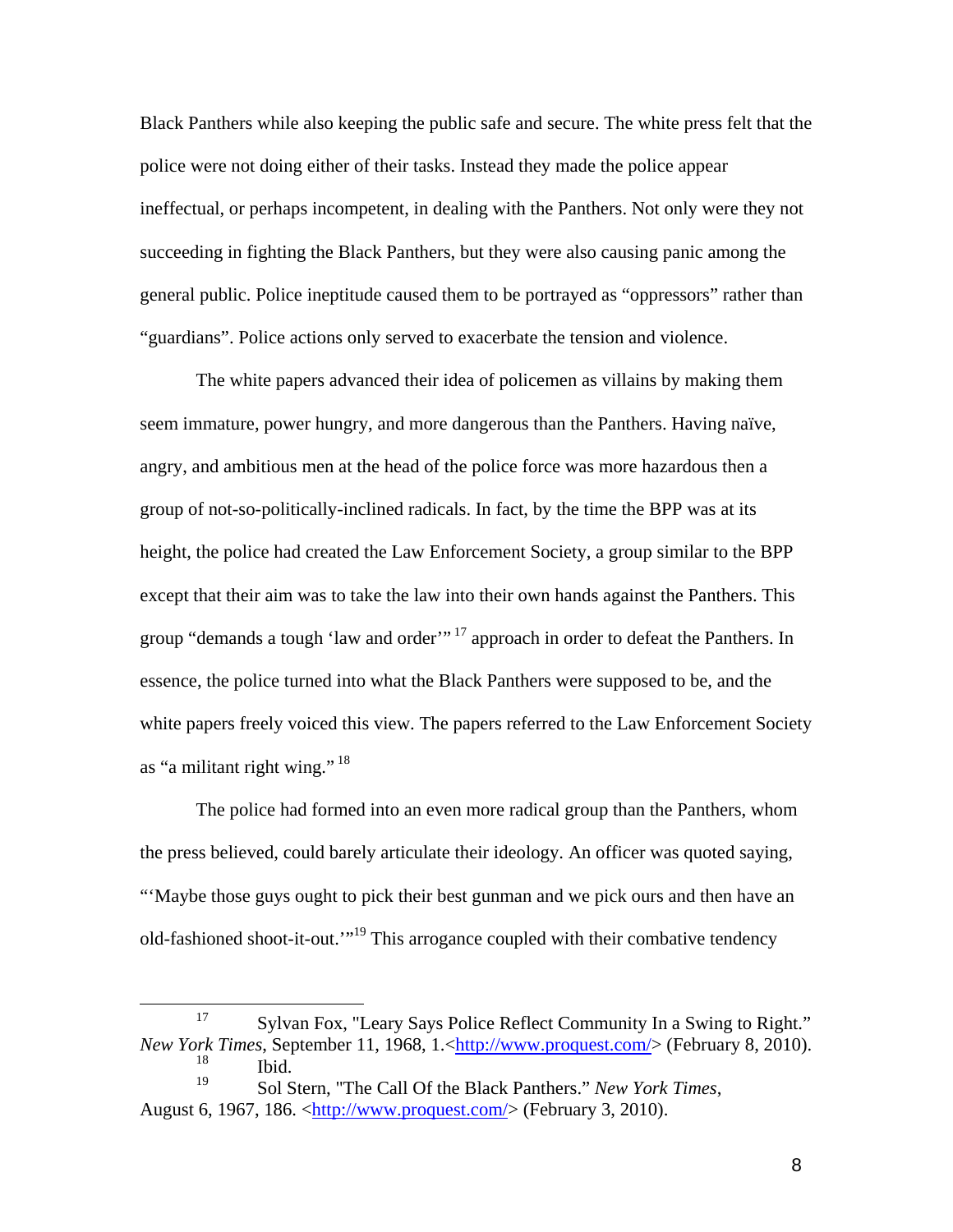Black Panthers while also keeping the public safe and secure. The white press felt that the police were not doing either of their tasks. Instead they made the police appear ineffectual, or perhaps incompetent, in dealing with the Panthers. Not only were they not succeeding in fighting the Black Panthers, but they were also causing panic among the general public. Police ineptitude caused them to be portrayed as "oppressors" rather than "guardians". Police actions only served to exacerbate the tension and violence.

The white papers advanced their idea of policemen as villains by making them seem immature, power hungry, and more dangerous than the Panthers. Having naïve, angry, and ambitious men at the head of the police force was more hazardous then a group of not-so-politically-inclined radicals. In fact, by the time the BPP was at its height, the police had created the Law Enforcement Society, a group similar to the BPP except that their aim was to take the law into their own hands against the Panthers. This group "demands a tough 'law and order'" [17] approach in order to defeat the Panthers. In essence, the police turned into what the Black Panthers were supposed to be, and the white papers freely voiced this view. The papers referred to the Law Enforcement Society as "a militant right wing." [18]

The police had formed into an even more radical group than the Panthers, whom the press believed, could barely articulate their ideology. An officer was quoted saying, "'Maybe those guys ought to pick their best gunman and we pick ours and then have an old-fashioned shoot-it-out.'"[19] This arrogance coupled with their combative tendency

---

[17] Sylvan Fox, "Leary Says Police Reflect Community In a Swing to Right." *New York Times*, September 11, 1968, 1.<http://www.proquest.com/> (February 8, 2010).

[18] Ibid.

[19] Sol Stern, "The Call Of the Black Panthers." *New York Times*, August 6, 1967, 186. <http://www.proquest.com/> (February 3, 2010).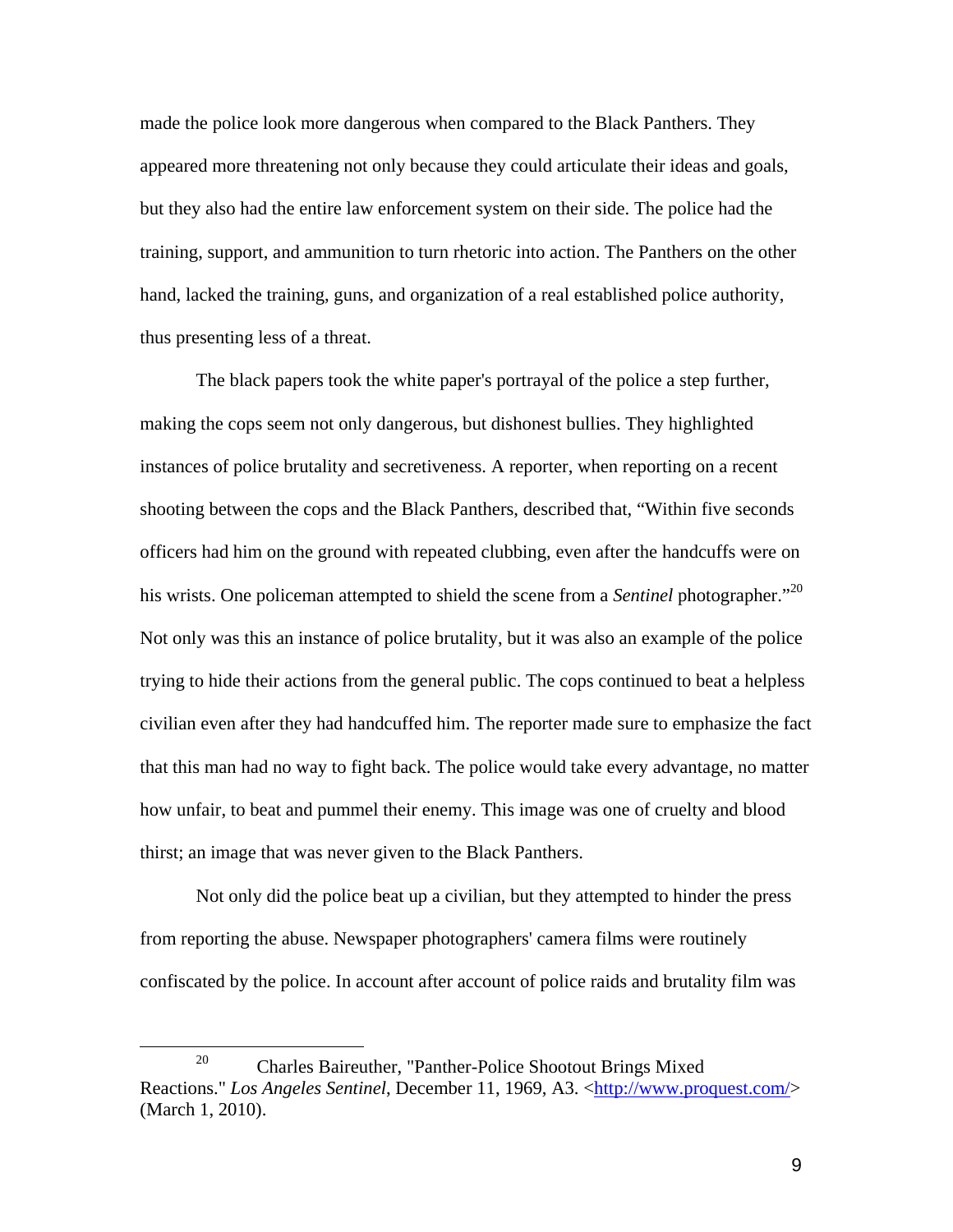made the police look more dangerous when compared to the Black Panthers. They appeared more threatening not only because they could articulate their ideas and goals, but they also had the entire law enforcement system on their side. The police had the training, support, and ammunition to turn rhetoric into action. The Panthers on the other hand, lacked the training, guns, and organization of a real established police authority, thus presenting less of a threat.

The black papers took the white paper's portrayal of the police a step further, making the cops seem not only dangerous, but dishonest bullies. They highlighted instances of police brutality and secretiveness. A reporter, when reporting on a recent shooting between the cops and the Black Panthers, described that, "Within five seconds officers had him on the ground with repeated clubbing, even after the handcuffs were on his wrists. One policeman attempted to shield the scene from a *Sentinel* photographer."[20] Not only was this an instance of police brutality, but it was also an example of the police trying to hide their actions from the general public. The cops continued to beat a helpless civilian even after they had handcuffed him. The reporter made sure to emphasize the fact that this man had no way to fight back. The police would take every advantage, no matter how unfair, to beat and pummel their enemy. This image was one of cruelty and blood thirst; an image that was never given to the Black Panthers.

Not only did the police beat up a civilian, but they attempted to hinder the press from reporting the abuse. Newspaper photographers' camera films were routinely confiscated by the police. In account after account of police raids and brutality film was

---

[20] Charles Baireuther, "Panther-Police Shootout Brings Mixed Reactions." *Los Angeles Sentinel*, December 11, 1969, A3. <http://www.proquest.com/> (March 1, 2010).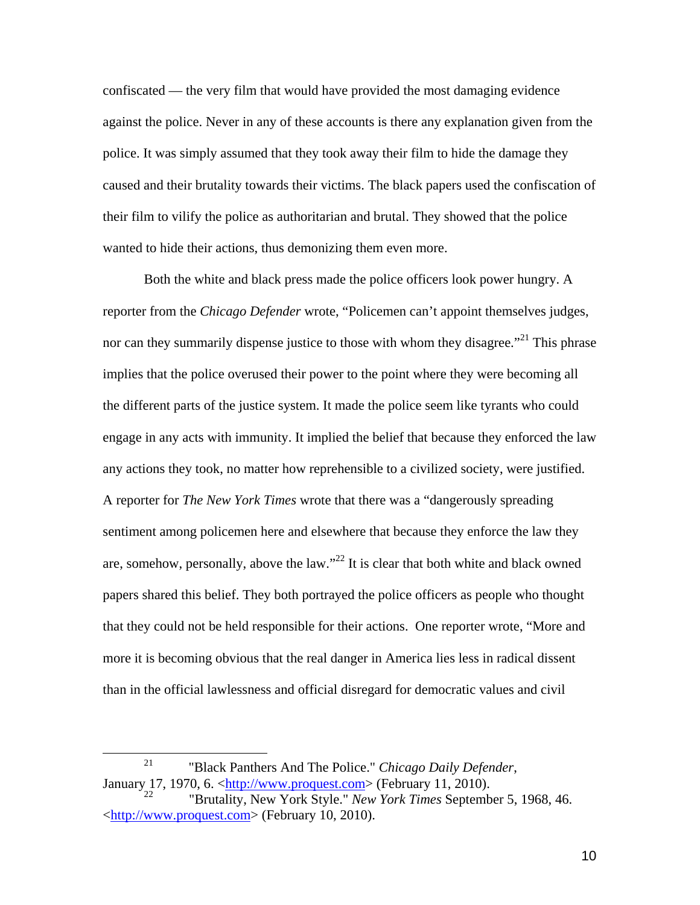confiscated — the very film that would have provided the most damaging evidence against the police. Never in any of these accounts is there any explanation given from the police. It was simply assumed that they took away their film to hide the damage they caused and their brutality towards their victims. The black papers used the confiscation of their film to vilify the police as authoritarian and brutal. They showed that the police wanted to hide their actions, thus demonizing them even more.

Both the white and black press made the police officers look power hungry. A reporter from the *Chicago Defender* wrote, "Policemen can't appoint themselves judges, nor can they summarily dispense justice to those with whom they disagree."[21] This phrase implies that the police overused their power to the point where they were becoming all the different parts of the justice system. It made the police seem like tyrants who could engage in any acts with immunity. It implied the belief that because they enforced the law any actions they took, no matter how reprehensible to a civilized society, were justified. A reporter for *The New York Times* wrote that there was a "dangerously spreading sentiment among policemen here and elsewhere that because they enforce the law they are, somehow, personally, above the law."[22] It is clear that both white and black owned papers shared this belief. They both portrayed the police officers as people who thought that they could not be held responsible for their actions. One reporter wrote, "More and more it is becoming obvious that the real danger in America lies less in radical dissent than in the official lawlessness and official disregard for democratic values and civil

---

[21] "Black Panthers And The Police." *Chicago Daily Defender*, January 17, 1970, 6. <http://www.proquest.com> (February 11, 2010).

[22] "Brutality, New York Style." *New York Times* September 5, 1968, 46. <http://www.proquest.com> (February 10, 2010).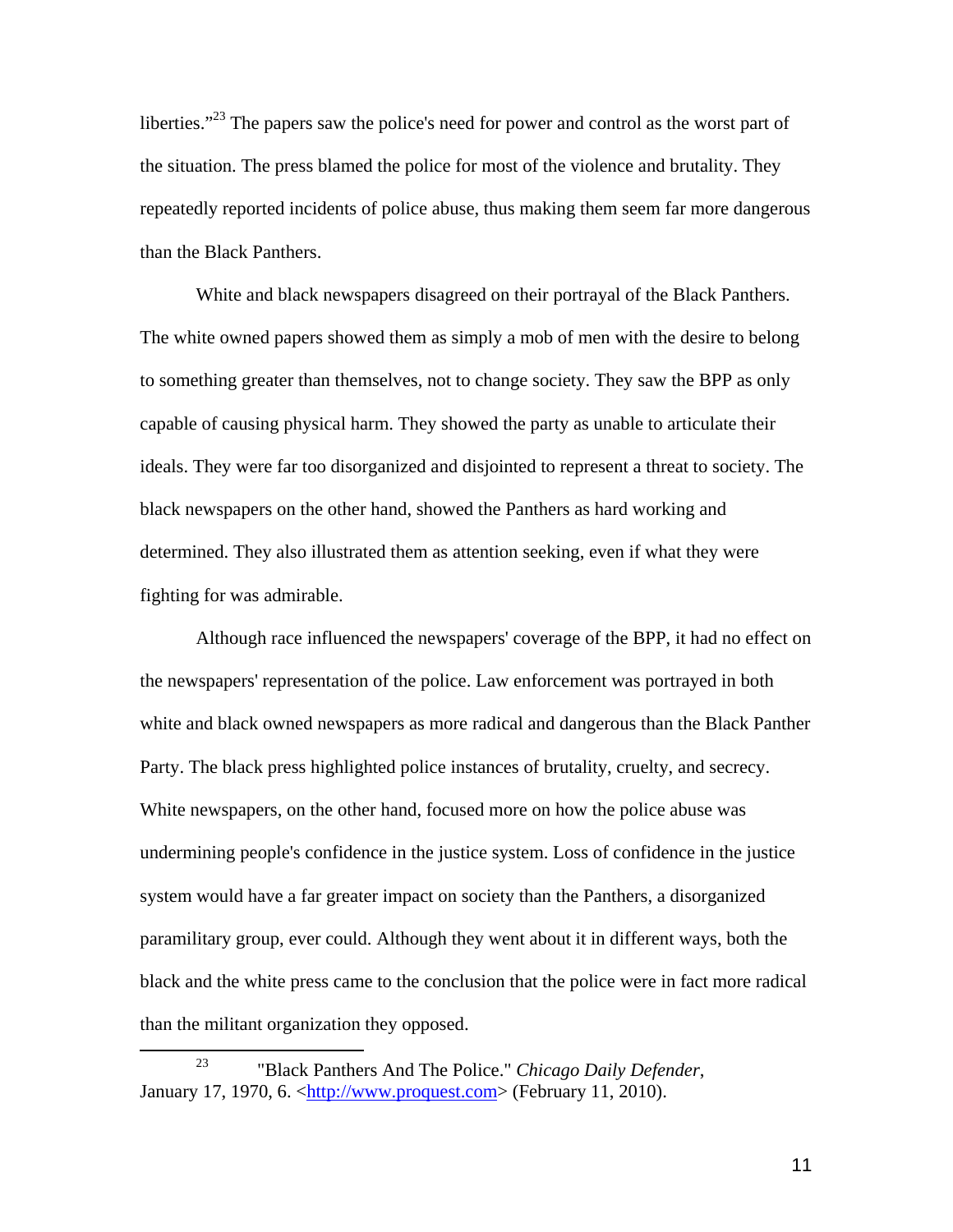liberties."[23] The papers saw the police's need for power and control as the worst part of the situation. The press blamed the police for most of the violence and brutality. They repeatedly reported incidents of police abuse, thus making them seem far more dangerous than the Black Panthers.

White and black newspapers disagreed on their portrayal of the Black Panthers. The white owned papers showed them as simply a mob of men with the desire to belong to something greater than themselves, not to change society. They saw the BPP as only capable of causing physical harm. They showed the party as unable to articulate their ideals. They were far too disorganized and disjointed to represent a threat to society. The black newspapers on the other hand, showed the Panthers as hard working and determined. They also illustrated them as attention seeking, even if what they were fighting for was admirable.

Although race influenced the newspapers' coverage of the BPP, it had no effect on the newspapers' representation of the police. Law enforcement was portrayed in both white and black owned newspapers as more radical and dangerous than the Black Panther Party. The black press highlighted police instances of brutality, cruelty, and secrecy. White newspapers, on the other hand, focused more on how the police abuse was undermining people's confidence in the justice system. Loss of confidence in the justice system would have a far greater impact on society than the Panthers, a disorganized paramilitary group, ever could. Although they went about it in different ways, both the black and the white press came to the conclusion that the police were in fact more radical than the militant organization they opposed.

---

[23] "Black Panthers And The Police." *Chicago Daily Defender*, January 17, 1970, 6. <http://www.proquest.com> (February 11, 2010).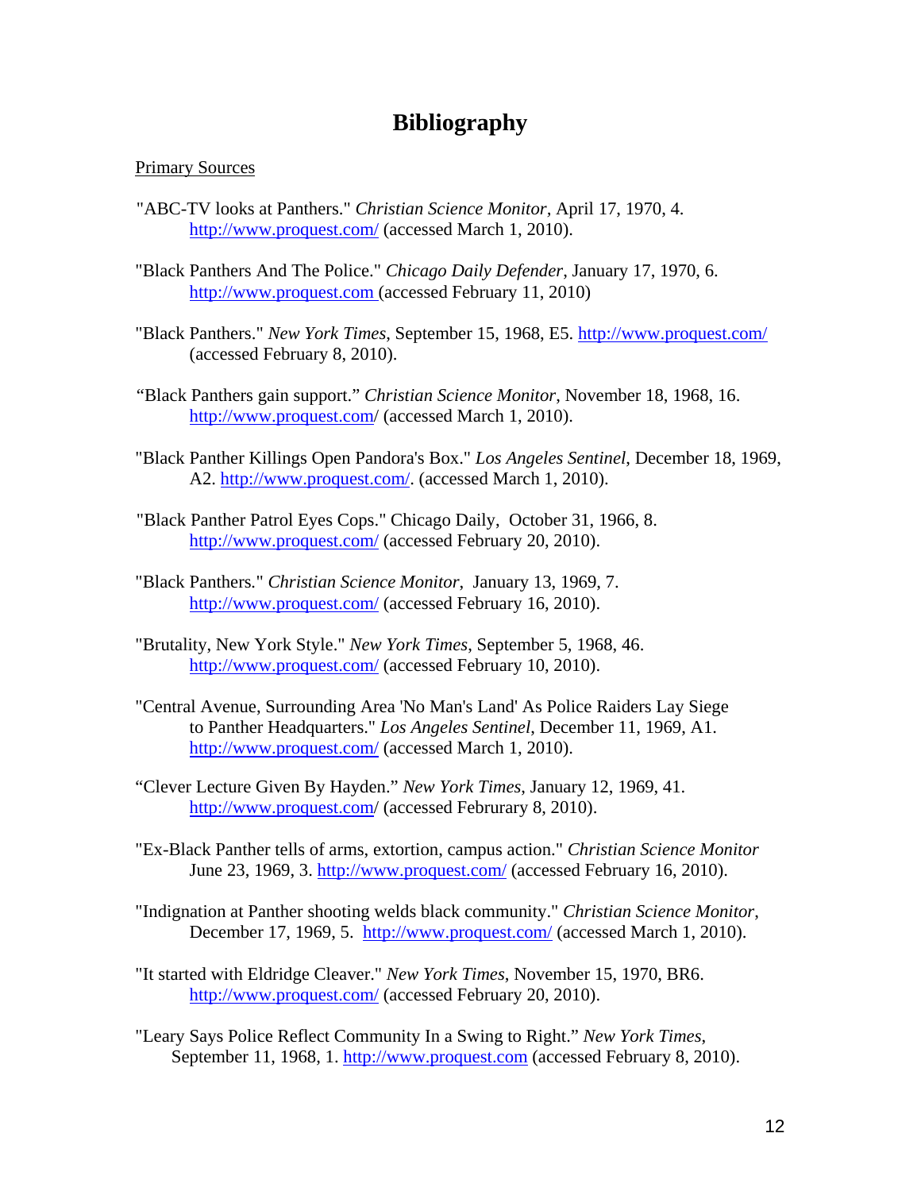# Bibliography

Primary Sources

"ABC-TV looks at Panthers." *Christian Science Monitor*, April 17, 1970, 4. http://www.proquest.com/ (accessed March 1, 2010).

"Black Panthers And The Police." *Chicago Daily Defender*, January 17, 1970, 6. http://www.proquest.com (accessed February 11, 2010)

"Black Panthers." *New York Times*, September 15, 1968, E5. http://www.proquest.com/ (accessed February 8, 2010).

"Black Panthers gain support." *Christian Science Monitor*, November 18, 1968, 16. http://www.proquest.com/ (accessed March 1, 2010).

"Black Panther Killings Open Pandora's Box." *Los Angeles Sentinel*, December 18, 1969, A2. http://www.proquest.com/. (accessed March 1, 2010).

"Black Panther Patrol Eyes Cops." Chicago Daily, October 31, 1966, 8. http://www.proquest.com/ (accessed February 20, 2010).

"Black Panthers." *Christian Science Monitor*, January 13, 1969, 7. http://www.proquest.com/ (accessed February 16, 2010).

"Brutality, New York Style." *New York Times*, September 5, 1968, 46. http://www.proquest.com/ (accessed February 10, 2010).

"Central Avenue, Surrounding Area 'No Man's Land' As Police Raiders Lay Siege to Panther Headquarters." *Los Angeles Sentinel*, December 11, 1969, A1. http://www.proquest.com/ (accessed March 1, 2010).

"Clever Lecture Given By Hayden." *New York Times*, January 12, 1969, 41. http://www.proquest.com/ (accessed Februrary 8, 2010).

"Ex-Black Panther tells of arms, extortion, campus action." *Christian Science Monitor* June 23, 1969, 3. http://www.proquest.com/ (accessed February 16, 2010).

"Indignation at Panther shooting welds black community." *Christian Science Monitor*, December 17, 1969, 5. http://www.proquest.com/ (accessed March 1, 2010).

"It started with Eldridge Cleaver." *New York Times*, November 15, 1970, BR6. http://www.proquest.com/ (accessed February 20, 2010).

"Leary Says Police Reflect Community In a Swing to Right." *New York Times*, September 11, 1968, 1. http://www.proquest.com (accessed February 8, 2010).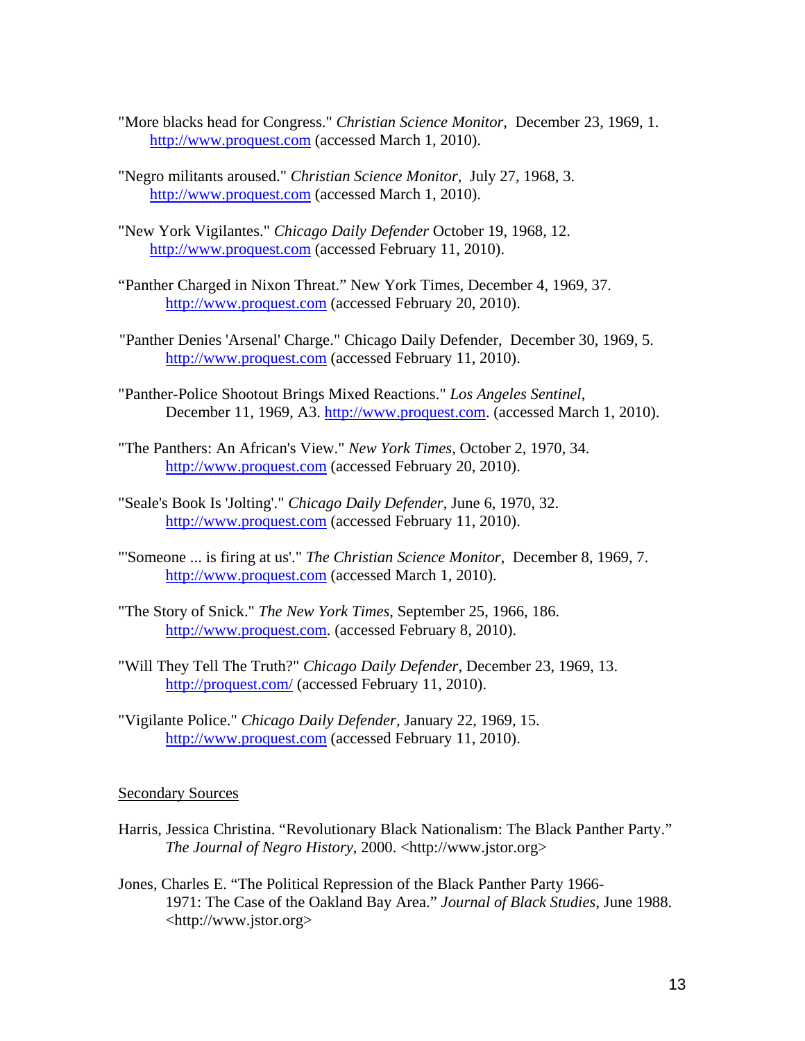"More blacks head for Congress." *Christian Science Monitor*, December 23, 1969, 1. http://www.proquest.com (accessed March 1, 2010).

"Negro militants aroused." *Christian Science Monitor*, July 27, 1968, 3. http://www.proquest.com (accessed March 1, 2010).

"New York Vigilantes." *Chicago Daily Defender* October 19, 1968, 12. http://www.proquest.com (accessed February 11, 2010).

"Panther Charged in Nixon Threat." New York Times, December 4, 1969, 37. http://www.proquest.com (accessed February 20, 2010).

"Panther Denies 'Arsenal' Charge." Chicago Daily Defender, December 30, 1969, 5. http://www.proquest.com (accessed February 11, 2010).

"Panther-Police Shootout Brings Mixed Reactions." *Los Angeles Sentinel*, December 11, 1969, A3. http://www.proquest.com. (accessed March 1, 2010).

"The Panthers: An African's View." *New York Times*, October 2, 1970, 34. http://www.proquest.com (accessed February 20, 2010).

"Seale's Book Is 'Jolting'." *Chicago Daily Defender*, June 6, 1970, 32. http://www.proquest.com (accessed February 11, 2010).

"'Someone ... is firing at us'." *The Christian Science Monitor*, December 8, 1969, 7. http://www.proquest.com (accessed March 1, 2010).

"The Story of Snick." *The New York Times*, September 25, 1966, 186. http://www.proquest.com. (accessed February 8, 2010).

"Will They Tell The Truth?" *Chicago Daily Defender*, December 23, 1969, 13. http://proquest.com/ (accessed February 11, 2010).

"Vigilante Police." *Chicago Daily Defender*, January 22, 1969, 15. http://www.proquest.com (accessed February 11, 2010).

## Secondary Sources

Harris, Jessica Christina. "Revolutionary Black Nationalism: The Black Panther Party." *The Journal of Negro History*, 2000. <http://www.jstor.org>

Jones, Charles E. "The Political Repression of the Black Panther Party 1966-1971: The Case of the Oakland Bay Area." *Journal of Black Studies*, June 1988. <http://www.jstor.org>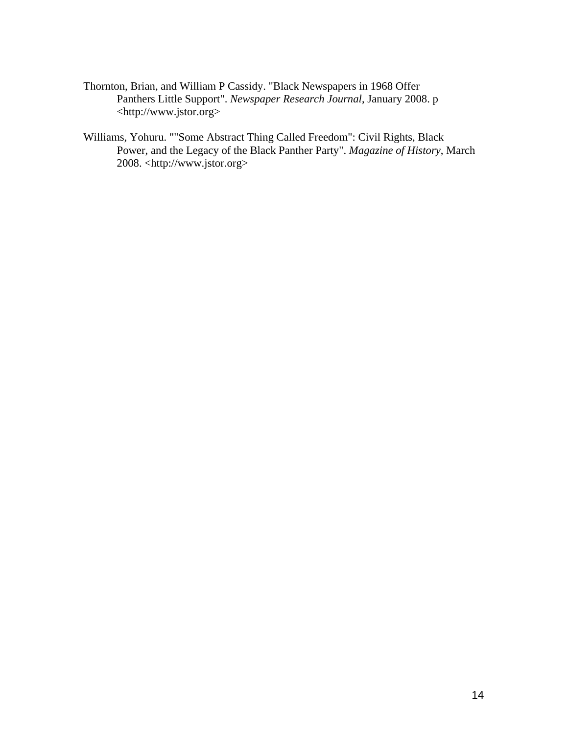Thornton, Brian, and William P Cassidy. "Black Newspapers in 1968 Offer Panthers Little Support". *Newspaper Research Journal*, January 2008. p <http://www.jstor.org>

Williams, Yohuru. ""Some Abstract Thing Called Freedom": Civil Rights, Black Power, and the Legacy of the Black Panther Party". *Magazine of History*, March 2008. <http://www.jstor.org>